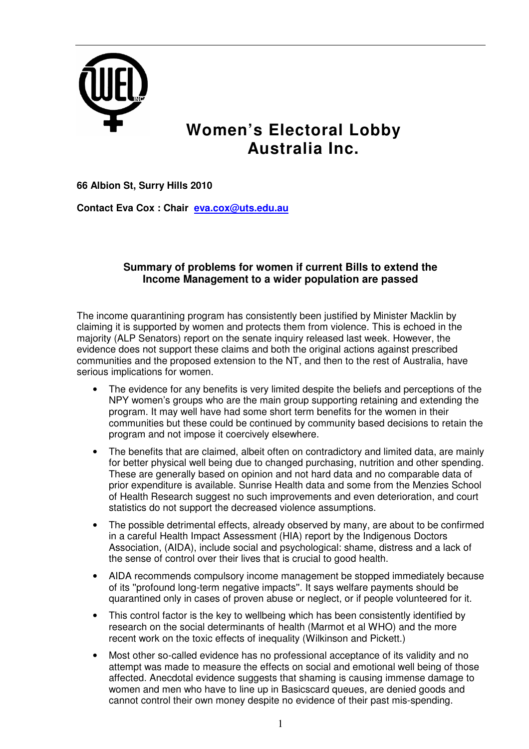# Women's Electoral Lobby Australia Inc.

**66 Albion St, Surry Hills 2010**

**Contact Eva Cox : Chair eva.cox@uts.edu.au**

### Summary of problems for women if current Bills to extend the Income Management to a wider population are passed

The income quarantining program has consistently been justified by Minister Macklin by claiming it is supported by women and protects them from violence. This is echoed in the majority (ALP Senators) report on the senate inquiry released last week. However, the evidence does not support these claims and both the original actions against prescribed communities and the proposed extension to the NT, and then to the rest of Australia, have serious implications for women.

- The evidence for any benefits is very limited despite the beliefs and perceptions of the NPY women's groups who are the main group supporting retaining and extending the program. It may well have had some short term benefits for the women in their communities but these could be continued by community based decisions to retain the program and not impose it coercively elsewhere.
- The benefits that are claimed, albeit often on contradictory and limited data, are mainly for better physical well being due to changed purchasing, nutrition and other spending. These are generally based on opinion and not hard data and no comparable data of prior expenditure is available. Sunrise Health data and some from the Menzies School of Health Research suggest no such improvements and even deterioration, and court statistics do not support the decreased violence assumptions.
- The possible detrimental effects, already observed by many, are about to be confirmed in a careful Health Impact Assessment (HIA) report by the Indigenous Doctors Association, (AIDA), include social and psychological: shame, distress and a lack of the sense of control over their lives that is crucial to good health.
- AIDA recommends compulsory income management be stopped immediately because of its "profound long-term negative impacts". It says welfare payments should be quarantined only in cases of proven abuse or neglect, or if people volunteered for it.
- This control factor is the key to wellbeing which has been consistently identified by research on the social determinants of health (Marmot et al WHO) and the more recent work on the toxic effects of inequality (Wilkinson and Pickett.)
- Most other so-called evidence has no professional acceptance of its validity and no attempt was made to measure the effects on social and emotional well being of those affected. Anecdotal evidence suggests that shaming is causing immense damage to women and men who have to line up in Basicscard queues, are denied goods and cannot control their own money despite no evidence of their past mis-spending.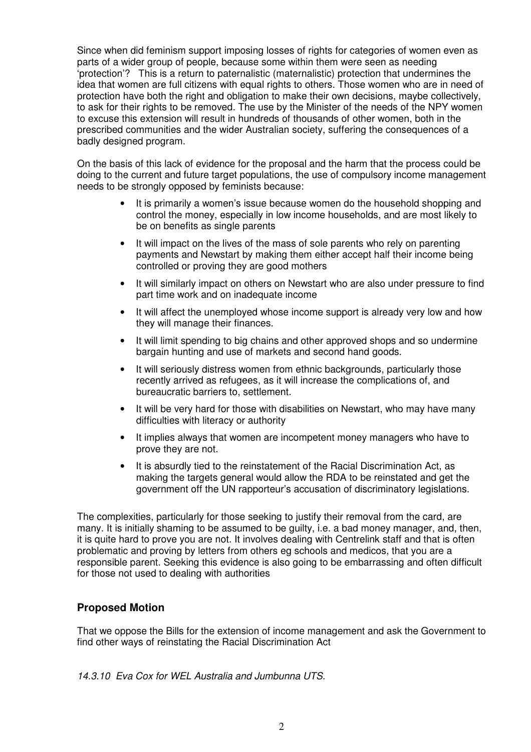Since when did feminism support imposing losses of rights for categories of women even as parts of a wider group of people, because some within them were seen as needing 'protection'? This is a return to paternalistic (maternalistic) protection that undermines the idea that women are full citizens with equal rights to others. Those women who are in need of protection have both the right and obligation to make their own decisions, maybe collectively, to ask for their rights to be removed. The use by the Minister of the needs of the NPY women to excuse this extension will result in hundreds of thousands of other women, both in the prescribed communities and the wider Australian society, suffering the consequences of a badly designed program.

On the basis of this lack of evidence for the proposal and the harm that the process could be doing to the current and future target populations, the use of compulsory income management needs to be strongly opposed by feminists because:

- It is primarily a women's issue because women do the household shopping and control the money, especially in low income households, and are most likely to be on benefits as single parents
- It will impact on the lives of the mass of sole parents who rely on parenting payments and Newstart by making them either accept half their income being controlled or proving they are good mothers
- It will similarly impact on others on Newstart who are also under pressure to find part time work and on inadequate income
- It will affect the unemployed whose income support is already very low and how they will manage their finances.
- It will limit spending to big chains and other approved shops and so undermine bargain hunting and use of markets and second hand goods.
- It will seriously distress women from ethnic backgrounds, particularly those recently arrived as refugees, as it will increase the complications of, and bureaucratic barriers to, settlement.
- It will be very hard for those with disabilities on Newstart, who may have many difficulties with literacy or authority
- It implies always that women are incompetent money managers who have to prove they are not.
- It is absurdly tied to the reinstatement of the Racial Discrimination Act, as making the targets general would allow the RDA to be reinstated and get the government off the UN rapporteur's accusation of discriminatory legislations.

The complexities, particularly for those seeking to justify their removal from the card, are many. It is initially shaming to be assumed to be guilty, i.e. a bad money manager, and, then, it is quite hard to prove you are not. It involves dealing with Centrelink staff and that is often problematic and proving by letters from others eg schools and medicos, that you are a responsible parent. Seeking this evidence is also going to be embarrassing and often difficult for those not used to dealing with authorities

## Proposed Motion

That we oppose the Bills for the extension of income management and ask the Government to find other ways of reinstating the Racial Discrimination Act

*14.3.10 Eva Cox for WEL Australia and Jumbunna UTS.*